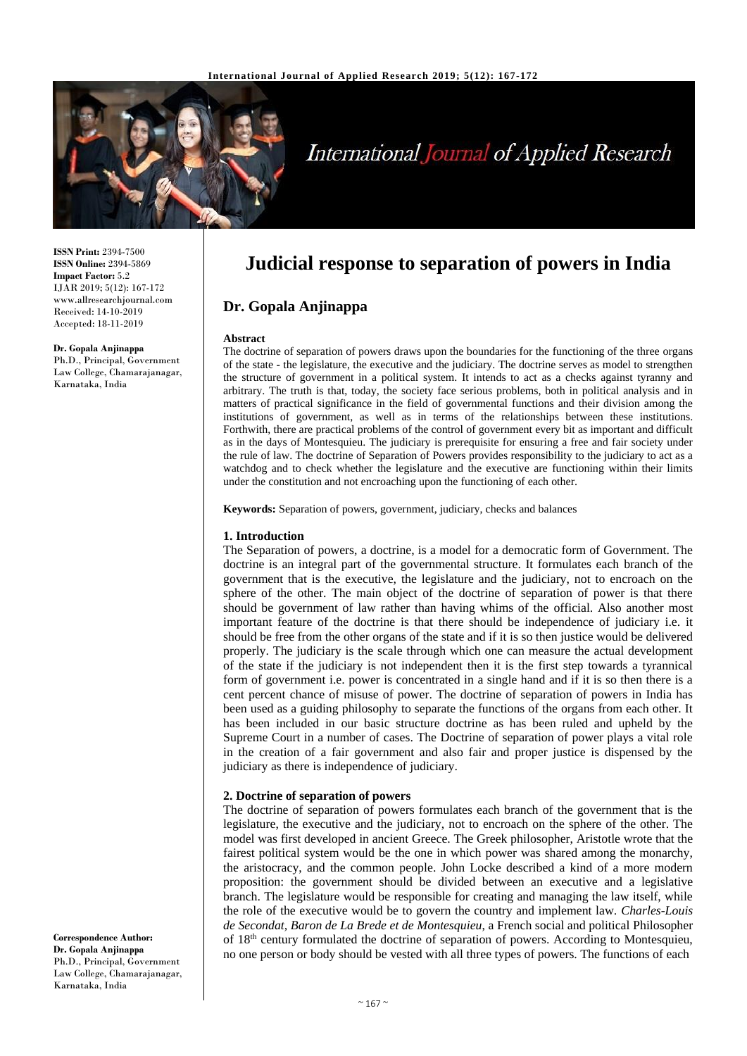**ISSN Print:** 2394-7500
**ISSN Online:** 2394-5869
**Impact Factor:** 5.2
IJAR 2019; 5(12): 167-172
www.allresearchjournal.com
Received: 14-10-2019
Accepted: 18-11-2019

**Dr. Gopala Anjinappa**
Ph.D., Principal, Government Law College, Chamarajanagar, Karnataka, India

**Correspondence Author:**
**Dr. Gopala Anjinappa**
Ph.D., Principal, Government Law College, Chamarajanagar, Karnataka, India

# Judicial response to separation of powers in India

## Dr. Gopala Anjinappa

**Abstract**

The doctrine of separation of powers draws upon the boundaries for the functioning of the three organs of the state - the legislature, the executive and the judiciary. The doctrine serves as model to strengthen the structure of government in a political system. It intends to act as a checks against tyranny and arbitrary. The truth is that, today, the society face serious problems, both in political analysis and in matters of practical significance in the field of governmental functions and their division among the institutions of government, as well as in terms of the relationships between these institutions. Forthwith, there are practical problems of the control of government every bit as important and difficult as in the days of Montesquieu. The judiciary is prerequisite for ensuring a free and fair society under the rule of law. The doctrine of Separation of Powers provides responsibility to the judiciary to act as a watchdog and to check whether the legislature and the executive are functioning within their limits under the constitution and not encroaching upon the functioning of each other.

**Keywords:** Separation of powers, government, judiciary, checks and balances

## 1. Introduction

The Separation of powers, a doctrine, is a model for a democratic form of Government. The doctrine is an integral part of the governmental structure. It formulates each branch of the government that is the executive, the legislature and the judiciary, not to encroach on the sphere of the other. The main object of the doctrine of separation of power is that there should be government of law rather than having whims of the official. Also another most important feature of the doctrine is that there should be independence of judiciary i.e. it should be free from the other organs of the state and if it is so then justice would be delivered properly. The judiciary is the scale through which one can measure the actual development of the state if the judiciary is not independent then it is the first step towards a tyrannical form of government i.e. power is concentrated in a single hand and if it is so then there is a cent percent chance of misuse of power. The doctrine of separation of powers in India has been used as a guiding philosophy to separate the functions of the organs from each other. It has been included in our basic structure doctrine as has been ruled and upheld by the Supreme Court in a number of cases. The Doctrine of separation of power plays a vital role in the creation of a fair government and also fair and proper justice is dispensed by the judiciary as there is independence of judiciary.

## 2. Doctrine of separation of powers

The doctrine of separation of powers formulates each branch of the government that is the legislature, the executive and the judiciary, not to encroach on the sphere of the other. The model was first developed in ancient Greece. The Greek philosopher, Aristotle wrote that the fairest political system would be the one in which power was shared among the monarchy, the aristocracy, and the common people. John Locke described a kind of a more modern proposition: the government should be divided between an executive and a legislative branch. The legislature would be responsible for creating and managing the law itself, while the role of the executive would be to govern the country and implement law. *Charles-Louis de Secondat, Baron de La Brede et de Montesquieu,* a French social and political Philosopher of 18th century formulated the doctrine of separation of powers. According to Montesquieu, no one person or body should be vested with all three types of powers. The functions of each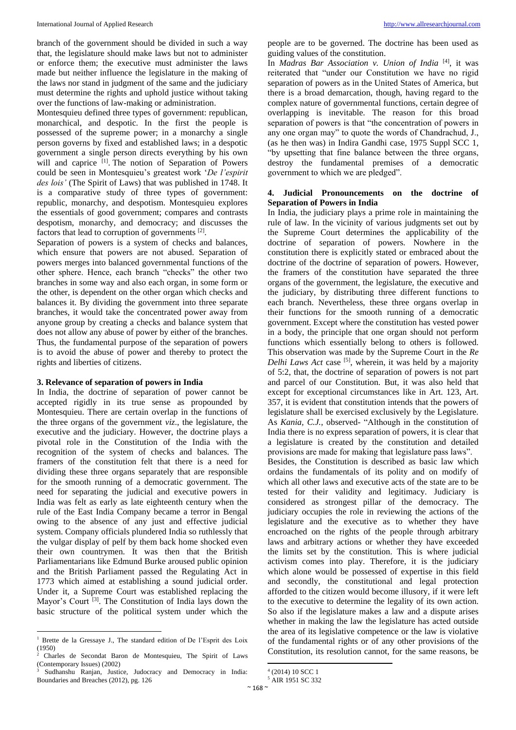branch of the government should be divided in such a way that, the legislature should make laws but not to administer or enforce them; the executive must administer the laws made but neither influence the legislature in the making of the laws nor stand in judgment of the same and the judiciary must determine the rights and uphold justice without taking over the functions of law-making or administration.

Montesquieu defined three types of government: republican, monarchical, and despotic. In the first the people is possessed of the supreme power; in a monarchy a single person governs by fixed and established laws; in a despotic government a single person directs everything by his own will and caprice [1]. The notion of Separation of Powers could be seen in Montesquieu's greatest work '*De l'espirit des lois'* (The Spirit of Laws) that was published in 1748. It is a comparative study of three types of government: republic, monarchy, and despotism. Montesquieu explores the essentials of good government; compares and contrasts despotism, monarchy, and democracy; and discusses the factors that lead to corruption of governments [2].

Separation of powers is a system of checks and balances, which ensure that powers are not abused. Separation of powers merges into balanced governmental functions of the other sphere. Hence, each branch "checks" the other two branches in some way and also each organ, in some form or the other, is dependent on the other organ which checks and balances it. By dividing the government into three separate branches, it would take the concentrated power away from anyone group by creating a checks and balance system that does not allow any abuse of power by either of the branches. Thus, the fundamental purpose of the separation of powers is to avoid the abuse of power and thereby to protect the rights and liberties of citizens.

### 3. Relevance of separation of powers in India

In India, the doctrine of separation of power cannot be accepted rigidly in its true sense as propounded by Montesquieu. There are certain overlap in the functions of the three organs of the government *viz*., the legislature, the executive and the judiciary. However, the doctrine plays a pivotal role in the Constitution of the India with the recognition of the system of checks and balances. The framers of the constitution felt that there is a need for dividing these three organs separately that are responsible for the smooth running of a democratic government. The need for separating the judicial and executive powers in India was felt as early as late eighteenth century when the rule of the East India Company became a terror in Bengal owing to the absence of any just and effective judicial system. Company officials plundered India so ruthlessly that the vulgar display of pelf by them back home shocked even their own countrymen. It was then that the British Parliamentarians like Edmund Burke aroused public opinion and the British Parliament passed the Regulating Act in 1773 which aimed at establishing a sound judicial order. Under it, a Supreme Court was established replacing the Mayor's Court [3]. The Constitution of India lays down the basic structure of the political system under which the people are to be governed. The doctrine has been used as guiding values of the constitution.

In *Madras Bar Association v. Union of India* [4], it was reiterated that "under our Constitution we have no rigid separation of powers as in the United States of America, but there is a broad demarcation, though, having regard to the complex nature of governmental functions, certain degree of overlapping is inevitable. The reason for this broad separation of powers is that "the concentration of powers in any one organ may" to quote the words of Chandrachud, J., (as he then was) in Indira Gandhi case, 1975 Suppl SCC 1, "by upsetting that fine balance between the three organs, destroy the fundamental premises of a democratic government to which we are pledged".

### 4. Judicial Pronouncements on the doctrine of Separation of Powers in India

In India, the judiciary plays a prime role in maintaining the rule of law. In the vicinity of various judgments set out by the Supreme Court determines the applicability of the doctrine of separation of powers. Nowhere in the constitution there is explicitly stated or embraced about the doctrine of the doctrine of separation of powers. However, the framers of the constitution have separated the three organs of the government, the legislature, the executive and the judiciary, by distributing three different functions to each branch. Nevertheless, these three organs overlap in their functions for the smooth running of a democratic government. Except where the constitution has vested power in a body, the principle that one organ should not perform functions which essentially belong to others is followed. This observation was made by the Supreme Court in the *Re Delhi Laws Act* case [5], wherein, it was held by a majority of 5:2, that, the doctrine of separation of powers is not part and parcel of our Constitution. But, it was also held that except for exceptional circumstances like in Art. 123, Art. 357, it is evident that constitution intends that the powers of legislature shall be exercised exclusively by the Legislature. As *Kania, C.J.*, observed- "Although in the constitution of India there is no express separation of powers, it is clear that a legislature is created by the constitution and detailed provisions are made for making that legislature pass laws".

Besides, the Constitution is described as basic law which ordains the fundamentals of its polity and on modify of which all other laws and executive acts of the state are to be tested for their validity and legitimacy. Judiciary is considered as strongest pillar of the democracy. The judiciary occupies the role in reviewing the actions of the legislature and the executive as to whether they have encroached on the rights of the people through arbitrary laws and arbitrary actions or whether they have exceeded the limits set by the constitution. This is where judicial activism comes into play. Therefore, it is the judiciary which alone would be possessed of expertise in this field and secondly, the constitutional and legal protection afforded to the citizen would become illusory, if it were left to the executive to determine the legality of its own action. So also if the legislature makes a law and a dispute arises whether in making the law the legislature has acted outside the area of its legislative competence or the law is violative of the fundamental rights or of any other provisions of the Constitution, its resolution cannot, for the same reasons, be

---

[1] Brette de la Gressaye J., The standard edition of De l'Esprit des Loix (1950)

[2] Charles de Secondat Baron de Montesquieu, The Spirit of Laws (Contemporary Issues) (2002)

[3] Sudhanshu Ranjan, Justice, Judocracy and Democracy in India: Boundaries and Breaches (2012), pg. 126

[4] (2014) 10 SCC 1

[5] AIR 1951 SC 332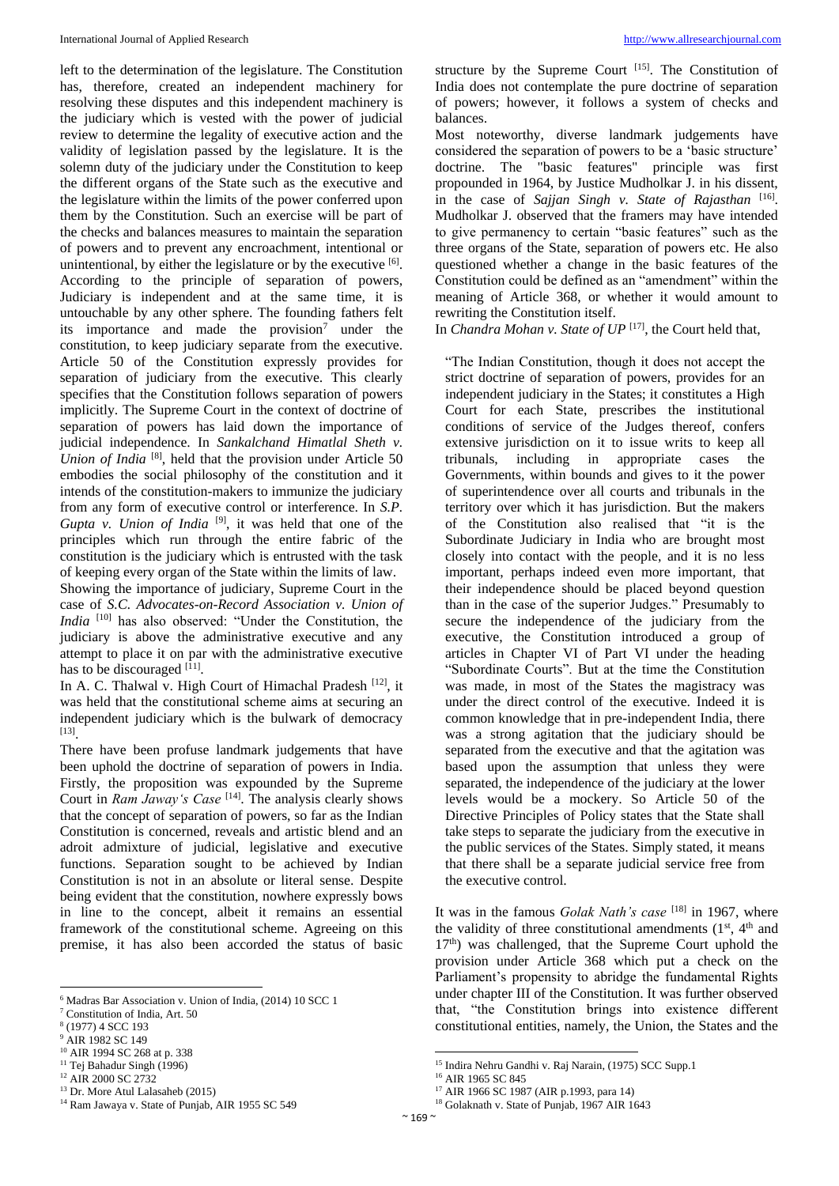left to the determination of the legislature. The Constitution has, therefore, created an independent machinery for resolving these disputes and this independent machinery is the judiciary which is vested with the power of judicial review to determine the legality of executive action and the validity of legislation passed by the legislature. It is the solemn duty of the judiciary under the Constitution to keep the different organs of the State such as the executive and the legislature within the limits of the power conferred upon them by the Constitution. Such an exercise will be part of the checks and balances measures to maintain the separation of powers and to prevent any encroachment, intentional or unintentional, by either the legislature or by the executive [6].

According to the principle of separation of powers, Judiciary is independent and at the same time, it is untouchable by any other sphere. The founding fathers felt its importance and made the provision[7] under the constitution, to keep judiciary separate from the executive. Article 50 of the Constitution expressly provides for separation of judiciary from the executive. This clearly specifies that the Constitution follows separation of powers implicitly. The Supreme Court in the context of doctrine of separation of powers has laid down the importance of judicial independence. In *Sankalchand Himatlal Sheth v. Union of India* [8], held that the provision under Article 50 embodies the social philosophy of the constitution and it intends of the constitution-makers to immunize the judiciary from any form of executive control or interference. In *S.P. Gupta v. Union of India* [9], it was held that one of the principles which run through the entire fabric of the constitution is the judiciary which is entrusted with the task of keeping every organ of the State within the limits of law.

Showing the importance of judiciary, Supreme Court in the case of *S.C. Advocates-on-Record Association v. Union of India* [10] has also observed: "Under the Constitution, the judiciary is above the administrative executive and any attempt to place it on par with the administrative executive has to be discouraged [11].

In A. C. Thalwal v. High Court of Himachal Pradesh [12], it was held that the constitutional scheme aims at securing an independent judiciary which is the bulwark of democracy [13].

There have been profuse landmark judgements that have been uphold the doctrine of separation of powers in India. Firstly, the proposition was expounded by the Supreme Court in *Ram Jaway's Case* [14]. The analysis clearly shows that the concept of separation of powers, so far as the Indian Constitution is concerned, reveals and artistic blend and an adroit admixture of judicial, legislative and executive functions. Separation sought to be achieved by Indian Constitution is not in an absolute or literal sense. Despite being evident that the constitution, nowhere expressly bows in line to the concept, albeit it remains an essential framework of the constitutional scheme. Agreeing on this premise, it has also been accorded the status of basic structure by the Supreme Court [15]. The Constitution of India does not contemplate the pure doctrine of separation of powers; however, it follows a system of checks and balances.

Most noteworthy, diverse landmark judgements have considered the separation of powers to be a 'basic structure' doctrine. The "basic features" principle was first propounded in 1964, by Justice Mudholkar J. in his dissent, in the case of *Sajjan Singh v. State of Rajasthan* [16]. Mudholkar J. observed that the framers may have intended to give permanency to certain "basic features" such as the three organs of the State, separation of powers etc. He also questioned whether a change in the basic features of the Constitution could be defined as an "amendment" within the meaning of Article 368, or whether it would amount to rewriting the Constitution itself.

In *Chandra Mohan v. State of UP* [17], the Court held that,

> "The Indian Constitution, though it does not accept the strict doctrine of separation of powers, provides for an independent judiciary in the States; it constitutes a High Court for each State, prescribes the institutional conditions of service of the Judges thereof, confers extensive jurisdiction on it to issue writs to keep all tribunals, including in appropriate cases the Governments, within bounds and gives to it the power of superintendence over all courts and tribunals in the territory over which it has jurisdiction. But the makers of the Constitution also realised that "it is the Subordinate Judiciary in India who are brought most closely into contact with the people, and it is no less important, perhaps indeed even more important, that their independence should be placed beyond question than in the case of the superior Judges." Presumably to secure the independence of the judiciary from the executive, the Constitution introduced a group of articles in Chapter VI of Part VI under the heading "Subordinate Courts". But at the time the Constitution was made, in most of the States the magistracy was under the direct control of the executive. Indeed it is common knowledge that in pre-independent India, there was a strong agitation that the judiciary should be separated from the executive and that the agitation was based upon the assumption that unless they were separated, the independence of the judiciary at the lower levels would be a mockery. So Article 50 of the Directive Principles of Policy states that the State shall take steps to separate the judiciary from the executive in the public services of the States. Simply stated, it means that there shall be a separate judicial service free from the executive control.

It was in the famous *Golak Nath's case* [18] in 1967, where the validity of three constitutional amendments (1st, 4th and 17th) was challenged, that the Supreme Court uphold the provision under Article 368 which put a check on the Parliament's propensity to abridge the fundamental Rights under chapter III of the Constitution. It was further observed that, "the Constitution brings into existence different constitutional entities, namely, the Union, the States and the

---

6 Madras Bar Association v. Union of India, (2014) 10 SCC 1
7 Constitution of India, Art. 50
8 (1977) 4 SCC 193
9 AIR 1982 SC 149
10 AIR 1994 SC 268 at p. 338
11 Tej Bahadur Singh (1996)
12 AIR 2000 SC 2732
13 Dr. More Atul Lalasaheb (2015)
14 Ram Jawaya v. State of Punjab, AIR 1955 SC 549
15 Indira Nehru Gandhi v. Raj Narain, (1975) SCC Supp.1
16 AIR 1965 SC 845
17 AIR 1966 SC 1987 (AIR p.1993, para 14)
18 Golaknath v. State of Punjab, 1967 AIR 1643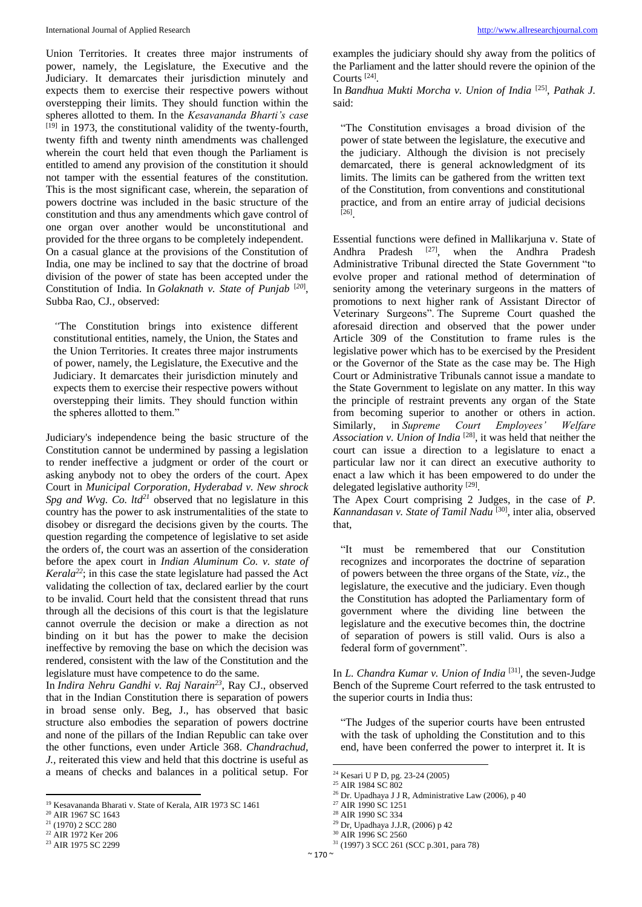Union Territories. It creates three major instruments of power, namely, the Legislature, the Executive and the Judiciary. It demarcates their jurisdiction minutely and expects them to exercise their respective powers without overstepping their limits. They should function within the spheres allotted to them. In the *Kesavananda Bharti's case* [19] in 1973, the constitutional validity of the twenty-fourth, twenty fifth and twenty ninth amendments was challenged wherein the court held that even though the Parliament is entitled to amend any provision of the constitution it should not tamper with the essential features of the constitution. This is the most significant case, wherein, the separation of powers doctrine was included in the basic structure of the constitution and thus any amendments which gave control of one organ over another would be unconstitutional and provided for the three organs to be completely independent.

On a casual glance at the provisions of the Constitution of India, one may be inclined to say that the doctrine of broad division of the power of state has been accepted under the Constitution of India. In *Golaknath v. State of Punjab* [20], Subba Rao, CJ*.,* observed:

> *"*The Constitution brings into existence different constitutional entities, namely, the Union, the States and the Union Territories. It creates three major instruments of power, namely, the Legislature, the Executive and the Judiciary. It demarcates their jurisdiction minutely and expects them to exercise their respective powers without overstepping their limits. They should function within the spheres allotted to them."

Judiciary's independence being the basic structure of the Constitution cannot be undermined by passing a legislation to render ineffective a judgment or order of the court or asking anybody not to obey the orders of the court. Apex Court in *Municipal Corporation, Hyderabad v. New shrock Spg and Wvg. Co. ltd*[21] observed that no legislature in this country has the power to ask instrumentalities of the state to disobey or disregard the decisions given by the courts. The question regarding the competence of legislative to set aside the orders of, the court was an assertion of the consideration before the apex court in *Indian Aluminum Co. v. state of Kerala*[22]; in this case the state legislature had passed the Act validating the collection of tax, declared earlier by the court to be invalid. Court held that the consistent thread that runs through all the decisions of this court is that the legislature cannot overrule the decision or make a direction as not binding on it but has the power to make the decision ineffective by removing the base on which the decision was rendered, consistent with the law of the Constitution and the legislature must have competence to do the same.

In *Indira Nehru Gandhi v. Raj Narain*[23], Ray CJ., observed that in the Indian Constitution there is separation of powers in broad sense only. Beg, J., has observed that basic structure also embodies the separation of powers doctrine and none of the pillars of the Indian Republic can take over the other functions, even under Article 368. *Chandrachud, J.*, reiterated this view and held that this doctrine is useful as a means of checks and balances in a political setup. For examples the judiciary should shy away from the politics of the Parliament and the latter should revere the opinion of the Courts [24].

In *Bandhua Mukti Morcha v. Union of India* [25], *Pathak J.* said:

> "The Constitution envisages a broad division of the power of state between the legislature, the executive and the judiciary. Although the division is not precisely demarcated, there is general acknowledgment of its limits. The limits can be gathered from the written text of the Constitution, from conventions and constitutional practice, and from an entire array of judicial decisions [26].

Essential functions were defined in Mallikarjuna v. State of Andhra Pradesh [27], when the Andhra Pradesh Administrative Tribunal directed the State Government "to evolve proper and rational method of determination of seniority among the veterinary surgeons in the matters of promotions to next higher rank of Assistant Director of Veterinary Surgeons". The Supreme Court quashed the aforesaid direction and observed that the power under Article 309 of the Constitution to frame rules is the legislative power which has to be exercised by the President or the Governor of the State as the case may be. The High Court or Administrative Tribunals cannot issue a mandate to the State Government to legislate on any matter. In this way the principle of restraint prevents any organ of the State from becoming superior to another or others in action. Similarly, in *Supreme Court Employees' Welfare Association v. Union of India* [28], it was held that neither the court can issue a direction to a legislature to enact a particular law nor it can direct an executive authority to enact a law which it has been empowered to do under the delegated legislative authority [29].

The Apex Court comprising 2 Judges, in the case of *P. Kannandasan v. State of Tamil Nadu* [30], inter alia, observed that,

> "It must be remembered that our Constitution recognizes and incorporates the doctrine of separation of powers between the three organs of the State, *viz*., the legislature, the executive and the judiciary. Even though the Constitution has adopted the Parliamentary form of government where the dividing line between the legislature and the executive becomes thin, the doctrine of separation of powers is still valid. Ours is also a federal form of government".

In *L. Chandra Kumar v. Union of India* [31], the seven-Judge Bench of the Supreme Court referred to the task entrusted to the superior courts in India thus:

> "The Judges of the superior courts have been entrusted with the task of upholding the Constitution and to this end, have been conferred the power to interpret it. It is

---

19 Kesavananda Bharati v. State of Kerala, AIR 1973 SC 1461
20 AIR 1967 SC 1643
21 (1970) 2 SCC 280
22 AIR 1972 Ker 206
23 AIR 1975 SC 2299
24 Kesari U P D, pg. 23-24 (2005)
25 AIR 1984 SC 802
26 Dr. Upadhaya J J R, Administrative Law (2006), p 40
27 AIR 1990 SC 1251
28 AIR 1990 SC 334
29 Dr, Upadhaya J.J.R, (2006) p 42
30 AIR 1996 SC 2560
31 (1997) 3 SCC 261 (SCC p.301, para 78)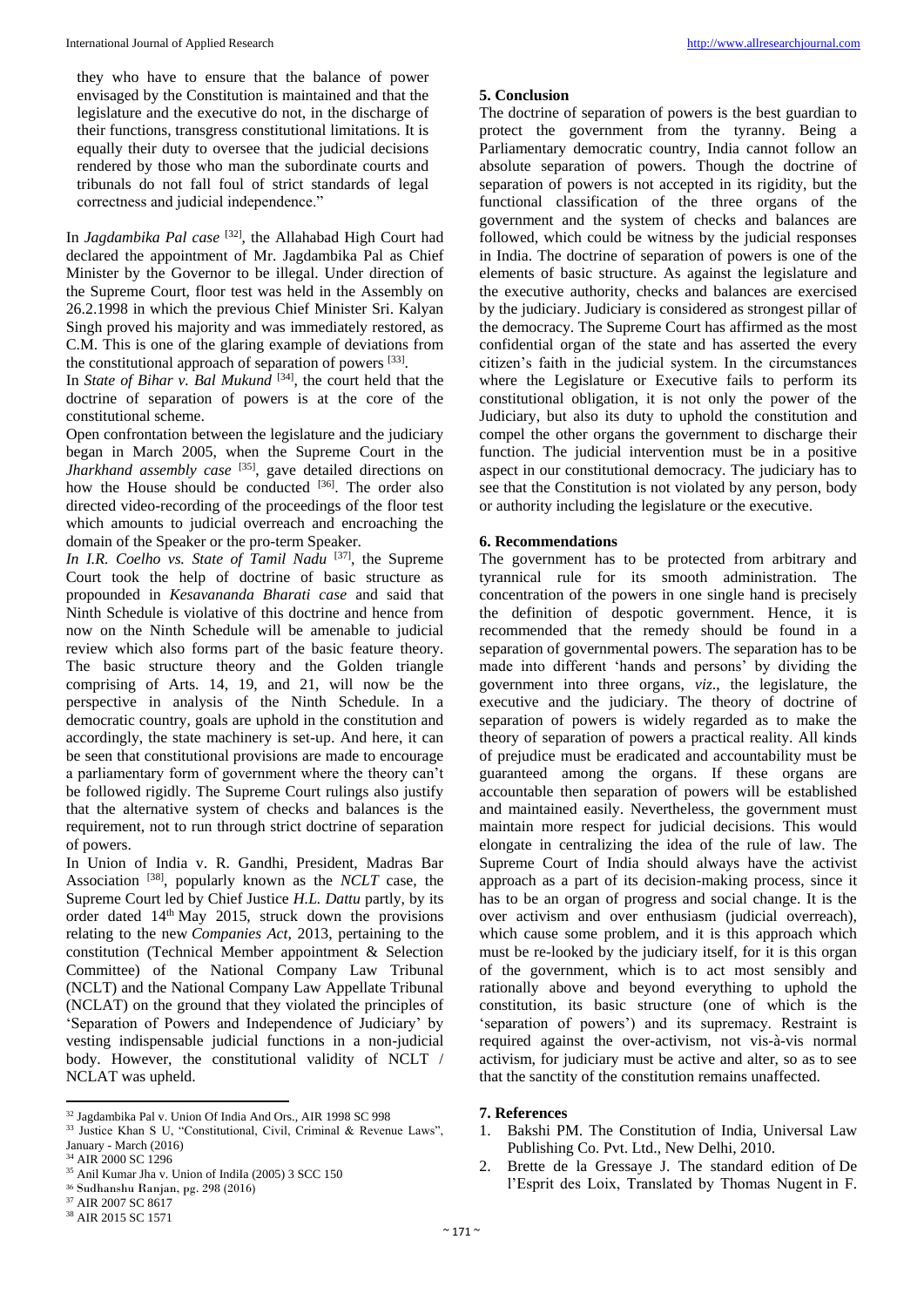they who have to ensure that the balance of power envisaged by the Constitution is maintained and that the legislature and the executive do not, in the discharge of their functions, transgress constitutional limitations. It is equally their duty to oversee that the judicial decisions rendered by those who man the subordinate courts and tribunals do not fall foul of strict standards of legal correctness and judicial independence."

In *Jagdambika Pal case* [32], the Allahabad High Court had declared the appointment of Mr. Jagdambika Pal as Chief Minister by the Governor to be illegal. Under direction of the Supreme Court, floor test was held in the Assembly on 26.2.1998 in which the previous Chief Minister Sri. Kalyan Singh proved his majority and was immediately restored, as C.M. This is one of the glaring example of deviations from the constitutional approach of separation of powers [33].

In *State of Bihar v. Bal Mukund* [34], the court held that the doctrine of separation of powers is at the core of the constitutional scheme.

Open confrontation between the legislature and the judiciary began in March 2005, when the Supreme Court in the *Jharkhand assembly case* [35], gave detailed directions on how the House should be conducted [36]. The order also directed video-recording of the proceedings of the floor test which amounts to judicial overreach and encroaching the domain of the Speaker or the pro-term Speaker.

*In I.R. Coelho vs. State of Tamil Nadu* [37], the Supreme Court took the help of doctrine of basic structure as propounded in *Kesavananda Bharati case* and said that Ninth Schedule is violative of this doctrine and hence from now on the Ninth Schedule will be amenable to judicial review which also forms part of the basic feature theory. The basic structure theory and the Golden triangle comprising of Arts. 14, 19, and 21, will now be the perspective in analysis of the Ninth Schedule. In a democratic country, goals are uphold in the constitution and accordingly, the state machinery is set-up. And here, it can be seen that constitutional provisions are made to encourage a parliamentary form of government where the theory can't be followed rigidly. The Supreme Court rulings also justify that the alternative system of checks and balances is the requirement, not to run through strict doctrine of separation of powers.

In Union of India v. R. Gandhi, President, Madras Bar Association [38], popularly known as the *NCLT* case, the Supreme Court led by Chief Justice *H.L. Dattu* partly, by its order dated 14th May 2015, struck down the provisions relating to the new *Companies Act*, 2013, pertaining to the constitution (Technical Member appointment & Selection Committee) of the National Company Law Tribunal (NCLT) and the National Company Law Appellate Tribunal (NCLAT) on the ground that they violated the principles of 'Separation of Powers and Independence of Judiciary' by vesting indispensable judicial functions in a non-judicial body. However, the constitutional validity of NCLT / NCLAT was upheld.

## 5. Conclusion

The doctrine of separation of powers is the best guardian to protect the government from the tyranny. Being a Parliamentary democratic country, India cannot follow an absolute separation of powers. Though the doctrine of separation of powers is not accepted in its rigidity, but the functional classification of the three organs of the government and the system of checks and balances are followed, which could be witness by the judicial responses in India. The doctrine of separation of powers is one of the elements of basic structure. As against the legislature and the executive authority, checks and balances are exercised by the judiciary. Judiciary is considered as strongest pillar of the democracy. The Supreme Court has affirmed as the most confidential organ of the state and has asserted the every citizen's faith in the judicial system. In the circumstances where the Legislature or Executive fails to perform its constitutional obligation, it is not only the power of the Judiciary, but also its duty to uphold the constitution and compel the other organs the government to discharge their function. The judicial intervention must be in a positive aspect in our constitutional democracy. The judiciary has to see that the Constitution is not violated by any person, body or authority including the legislature or the executive.

## 6. Recommendations

The government has to be protected from arbitrary and tyrannical rule for its smooth administration. The concentration of the powers in one single hand is precisely the definition of despotic government. Hence, it is recommended that the remedy should be found in a separation of governmental powers. The separation has to be made into different 'hands and persons' by dividing the government into three organs, *viz*., the legislature, the executive and the judiciary. The theory of doctrine of separation of powers is widely regarded as to make the theory of separation of powers a practical reality. All kinds of prejudice must be eradicated and accountability must be guaranteed among the organs. If these organs are accountable then separation of powers will be established and maintained easily. Nevertheless, the government must maintain more respect for judicial decisions. This would elongate in centralizing the idea of the rule of law. The Supreme Court of India should always have the activist approach as a part of its decision-making process, since it has to be an organ of progress and social change. It is the over activism and over enthusiasm (judicial overreach), which cause some problem, and it is this approach which must be re-looked by the judiciary itself, for it is this organ of the government, which is to act most sensibly and rationally above and beyond everything to uphold the constitution, its basic structure (one of which is the 'separation of powers') and its supremacy. Restraint is required against the over-activism, not vis-à-vis normal activism, for judiciary must be active and alter, so as to see that the sanctity of the constitution remains unaffected.

## 7. References

1. Bakshi PM. The Constitution of India, Universal Law Publishing Co. Pvt. Ltd., New Delhi, 2010.
2. Brette de la Gressaye J. The standard edition of De l'Esprit des Loix, Translated by Thomas Nugent in F.

---

[32] Jagdambika Pal v. Union Of India And Ors., AIR 1998 SC 998

[33] Justice Khan S U, "Constitutional, Civil, Criminal & Revenue Laws", January - March (2016)

[34] AIR 2000 SC 1296

[35] Anil Kumar Jha v. Union of Indila (2005) 3 SCC 150

[36] Sudhanshu Ranjan, pg. 298 (2016)

[37] AIR 2007 SC 8617

[38] AIR 2015 SC 1571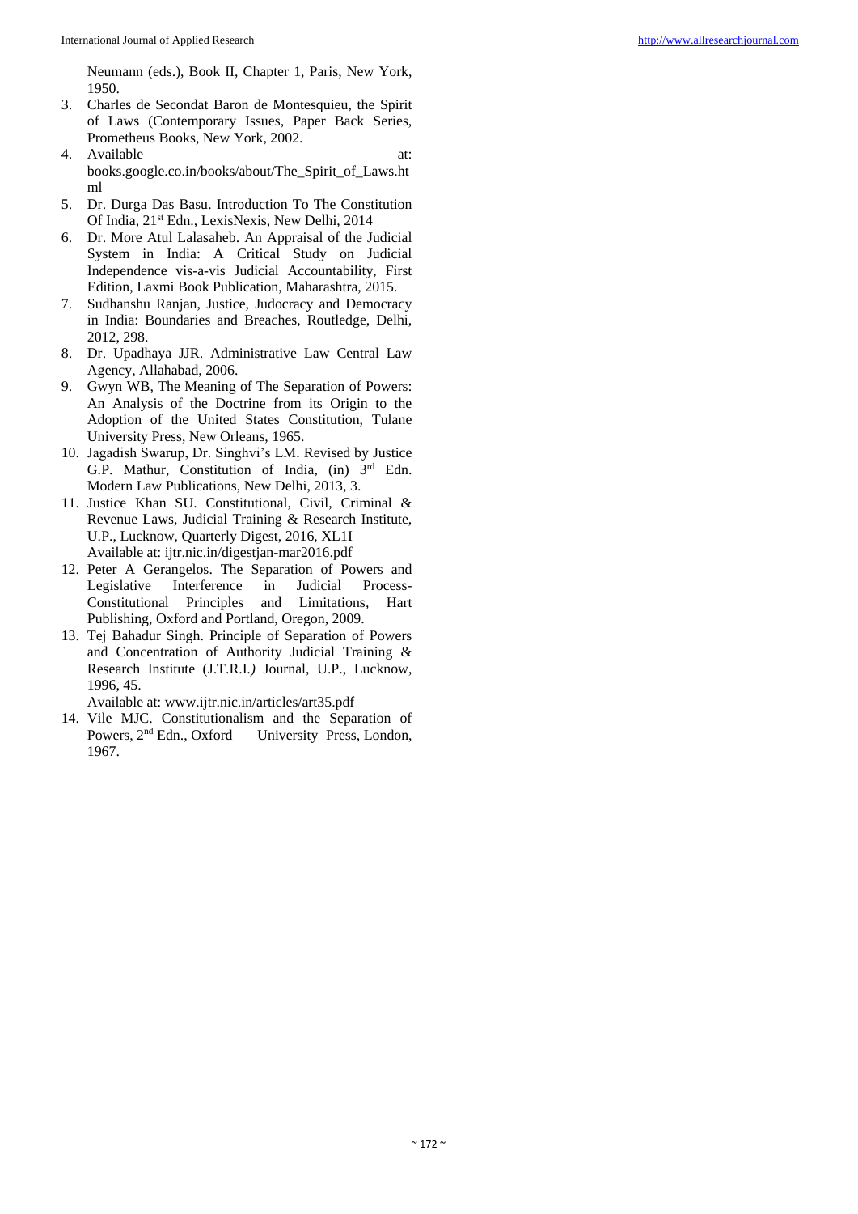Neumann (eds.), Book II, Chapter 1, Paris, New York, 1950.

3. Charles de Secondat Baron de Montesquieu, the Spirit of Laws (Contemporary Issues, Paper Back Series, Prometheus Books, New York, 2002.
4. Available at: books.google.co.in/books/about/The_Spirit_of_Laws.html
5. Dr. Durga Das Basu. Introduction To The Constitution Of India, 21st Edn., LexisNexis, New Delhi, 2014
6. Dr. More Atul Lalasaheb. An Appraisal of the Judicial System in India: A Critical Study on Judicial Independence vis-a-vis Judicial Accountability, First Edition, Laxmi Book Publication, Maharashtra, 2015.
7. Sudhanshu Ranjan, Justice, Judocracy and Democracy in India: Boundaries and Breaches, Routledge, Delhi, 2012, 298.
8. Dr. Upadhaya JJR. Administrative Law Central Law Agency, Allahabad, 2006.
9. Gwyn WB, The Meaning of The Separation of Powers: An Analysis of the Doctrine from its Origin to the Adoption of the United States Constitution, Tulane University Press, New Orleans, 1965.
10. Jagadish Swarup, Dr. Singhvi's LM. Revised by Justice G.P. Mathur, Constitution of India, (in) 3rd Edn. Modern Law Publications, New Delhi, 2013, 3.
11. Justice Khan SU. Constitutional, Civil, Criminal & Revenue Laws, Judicial Training & Research Institute, U.P., Lucknow, Quarterly Digest, 2016, XL1I
    Available at: ijtr.nic.in/digestjan-mar2016.pdf
12. Peter A Gerangelos. The Separation of Powers and Legislative Interference in Judicial Process-Constitutional Principles and Limitations, Hart Publishing, Oxford and Portland, Oregon, 2009.
13. Tej Bahadur Singh. Principle of Separation of Powers and Concentration of Authority Judicial Training & Research Institute (J.T.R.I.) Journal, U.P., Lucknow, 1996, 45.
    Available at: www.ijtr.nic.in/articles/art35.pdf
14. Vile MJC. Constitutionalism and the Separation of Powers, 2nd Edn., Oxford University Press, London, 1967.